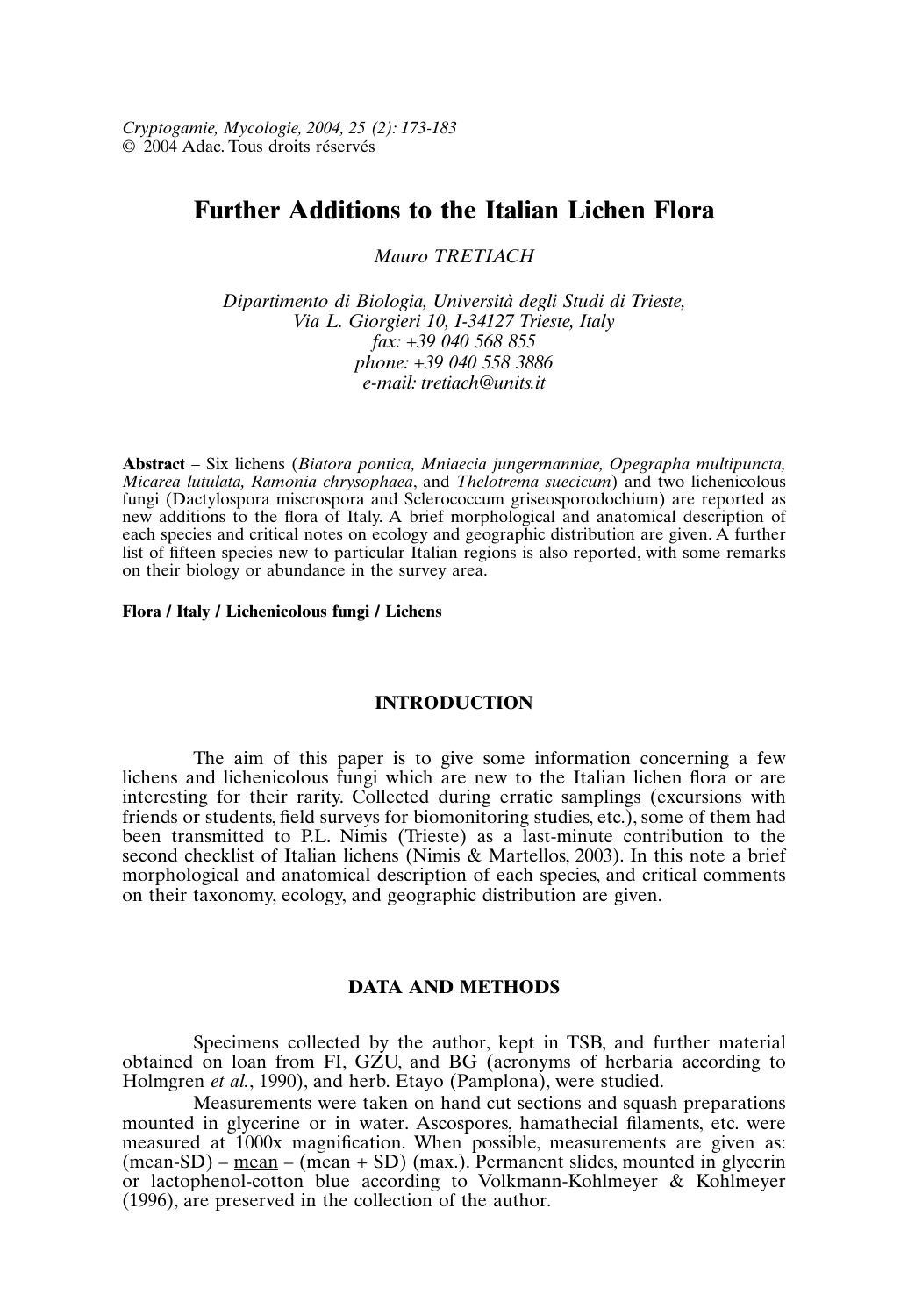*Cryptogamie, Mycologie, 2004, 25 (2): 173-183*
© 2004 Adac. Tous droits réservés

# Further Additions to the Italian Lichen Flora

*Mauro TRETIACH*

*Dipartimento di Biologia, Università degli Studi di Trieste,*
*Via L. Giorgieri 10, I-34127 Trieste, Italy*
*fax: +39 040 568 855*
*phone: +39 040 558 3886*
*e-mail: tretiach@units.it*

**Abstract** – Six lichens (*Biatora pontica, Mniaecia jungermanniae, Opegrapha multipuncta, Micarea lutulata, Ramonia chrysophaea*, and *Thelotrema suecicum*) and two lichenicolous fungi (Dactylospora miscrospora and Sclerococcum griseosporodochium) are reported as new additions to the flora of Italy. A brief morphological and anatomical description of each species and critical notes on ecology and geographic distribution are given. A further list of fifteen species new to particular Italian regions is also reported, with some remarks on their biology or abundance in the survey area.

**Flora / Italy / Lichenicolous fungi / Lichens**

## INTRODUCTION

The aim of this paper is to give some information concerning a few lichens and lichenicolous fungi which are new to the Italian lichen flora or are interesting for their rarity. Collected during erratic samplings (excursions with friends or students, field surveys for biomonitoring studies, etc.), some of them had been transmitted to P.L. Nimis (Trieste) as a last-minute contribution to the second checklist of Italian lichens (Nimis & Martellos, 2003). In this note a brief morphological and anatomical description of each species, and critical comments on their taxonomy, ecology, and geographic distribution are given.

## DATA AND METHODS

Specimens collected by the author, kept in TSB, and further material obtained on loan from FI, GZU, and BG (acronyms of herbaria according to Holmgren *et al.*, 1990), and herb. Etayo (Pamplona), were studied.

Measurements were taken on hand cut sections and squash preparations mounted in glycerine or in water. Ascospores, hamathecial filaments, etc. were measured at 1000x magnification. When possible, measurements are given as: (mean-SD) – <u>mean</u> – (mean + SD) (max.). Permanent slides, mounted in glycerin or lactophenol-cotton blue according to Volkmann-Kohlmeyer & Kohlmeyer (1996), are preserved in the collection of the author.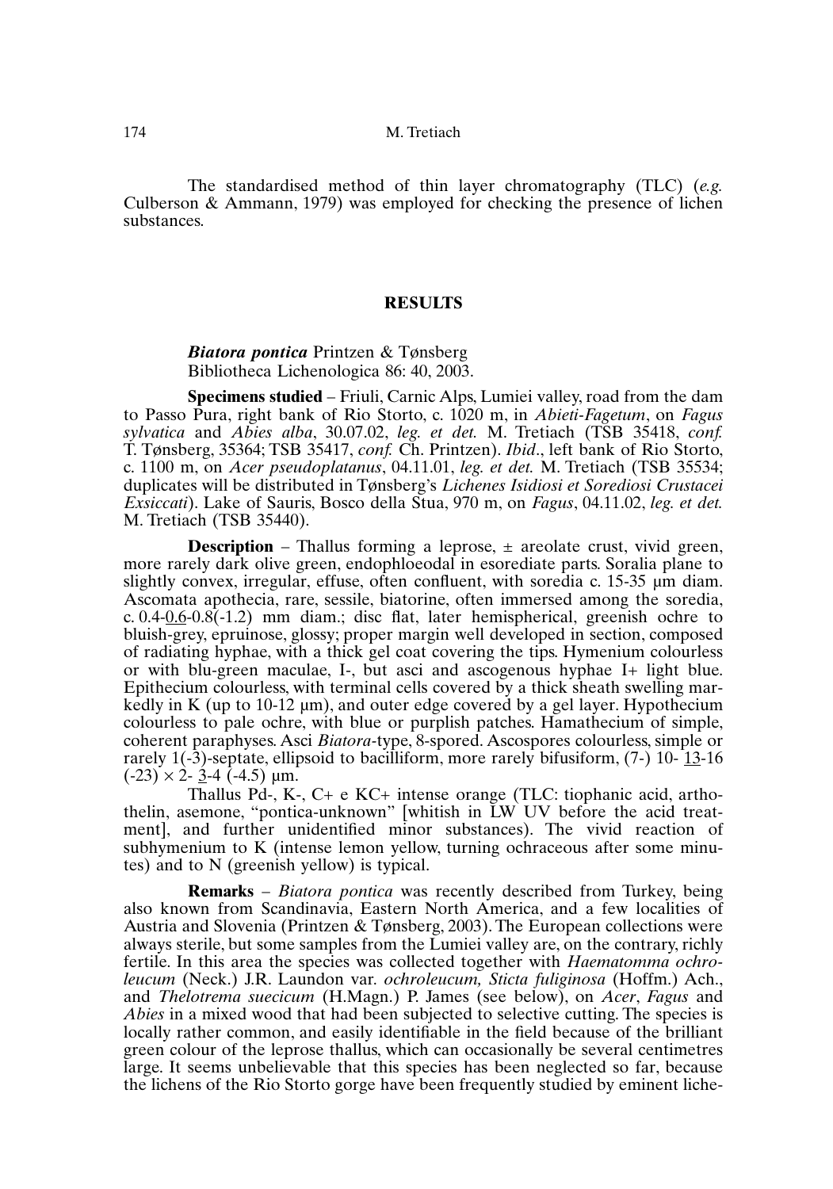The standardised method of thin layer chromatography (TLC) (*e.g.* Culberson & Ammann, 1979) was employed for checking the presence of lichen substances.

## RESULTS

***Biatora pontica*** Printzen & Tønsberg
Bibliotheca Lichenologica 86: 40, 2003.

**Specimens studied** – Friuli, Carnic Alps, Lumiei valley, road from the dam to Passo Pura, right bank of Rio Storto, c. 1020 m, in *Abieti-Fagetum*, on *Fagus sylvatica* and *Abies alba*, 30.07.02, *leg. et det.* M. Tretiach (TSB 35418, *conf.* T. Tønsberg, 35364; TSB 35417, *conf.* Ch. Printzen). *Ibid*., left bank of Rio Storto, c. 1100 m, on *Acer pseudoplatanus*, 04.11.01, *leg. et det.* M. Tretiach (TSB 35534; duplicates will be distributed in Tønsberg's *Lichenes Isidiosi et Sorediosi Crustacei Exsiccati*). Lake of Sauris, Bosco della Stua, 970 m, on *Fagus*, 04.11.02, *leg. et det.* M. Tretiach (TSB 35440).

**Description** – Thallus forming a leprose, ± areolate crust, vivid green, more rarely dark olive green, endophloeodal in esorediate parts. Soralia plane to slightly convex, irregular, effuse, often confluent, with soredia c. 15-35 µm diam. Ascomata apothecia, rare, sessile, biatorine, often immersed among the soredia, c. 0.4-<u>0.6</u>-0.8(-1.2) mm diam.; disc flat, later hemispherical, greenish ochre to bluish-grey, epruinose, glossy; proper margin well developed in section, composed of radiating hyphae, with a thick gel coat covering the tips. Hymenium colourless or with blu-green maculae, I-, but asci and ascogenous hyphae I+ light blue. Epithecium colourless, with terminal cells covered by a thick sheath swelling markedly in K (up to 10-12 µm), and outer edge covered by a gel layer. Hypothecium colourless to pale ochre, with blue or purplish patches. Hamathecium of simple, coherent paraphyses. Asci *Biatora*-type, 8-spored. Ascospores colourless, simple or rarely 1(-3)-septate, ellipsoid to bacilliform, more rarely bifusiform, (7-) 10- <u>13</u>-16 (-23) × 2- <u>3</u>-4 (-4.5) µm.

Thallus Pd-, K-, C+ e KC+ intense orange (TLC: tiophanic acid, arthothelin, asemone, "pontica-unknown" [whitish in LW UV before the acid treatment], and further unidentified minor substances). The vivid reaction of subhymenium to K (intense lemon yellow, turning ochraceous after some minutes) and to N (greenish yellow) is typical.

**Remarks** – *Biatora pontica* was recently described from Turkey, being also known from Scandinavia, Eastern North America, and a few localities of Austria and Slovenia (Printzen & Tønsberg, 2003). The European collections were always sterile, but some samples from the Lumiei valley are, on the contrary, richly fertile. In this area the species was collected together with *Haematomma ochroleucum* (Neck.) J.R. Laundon var. *ochroleucum, Sticta fuliginosa* (Hoffm.) Ach., and *Thelotrema suecicum* (H.Magn.) P. James (see below), on *Acer*, *Fagus* and *Abies* in a mixed wood that had been subjected to selective cutting. The species is locally rather common, and easily identifiable in the field because of the brilliant green colour of the leprose thallus, which can occasionally be several centimetres large. It seems unbelievable that this species has been neglected so far, because the lichens of the Rio Storto gorge have been frequently studied by eminent liche-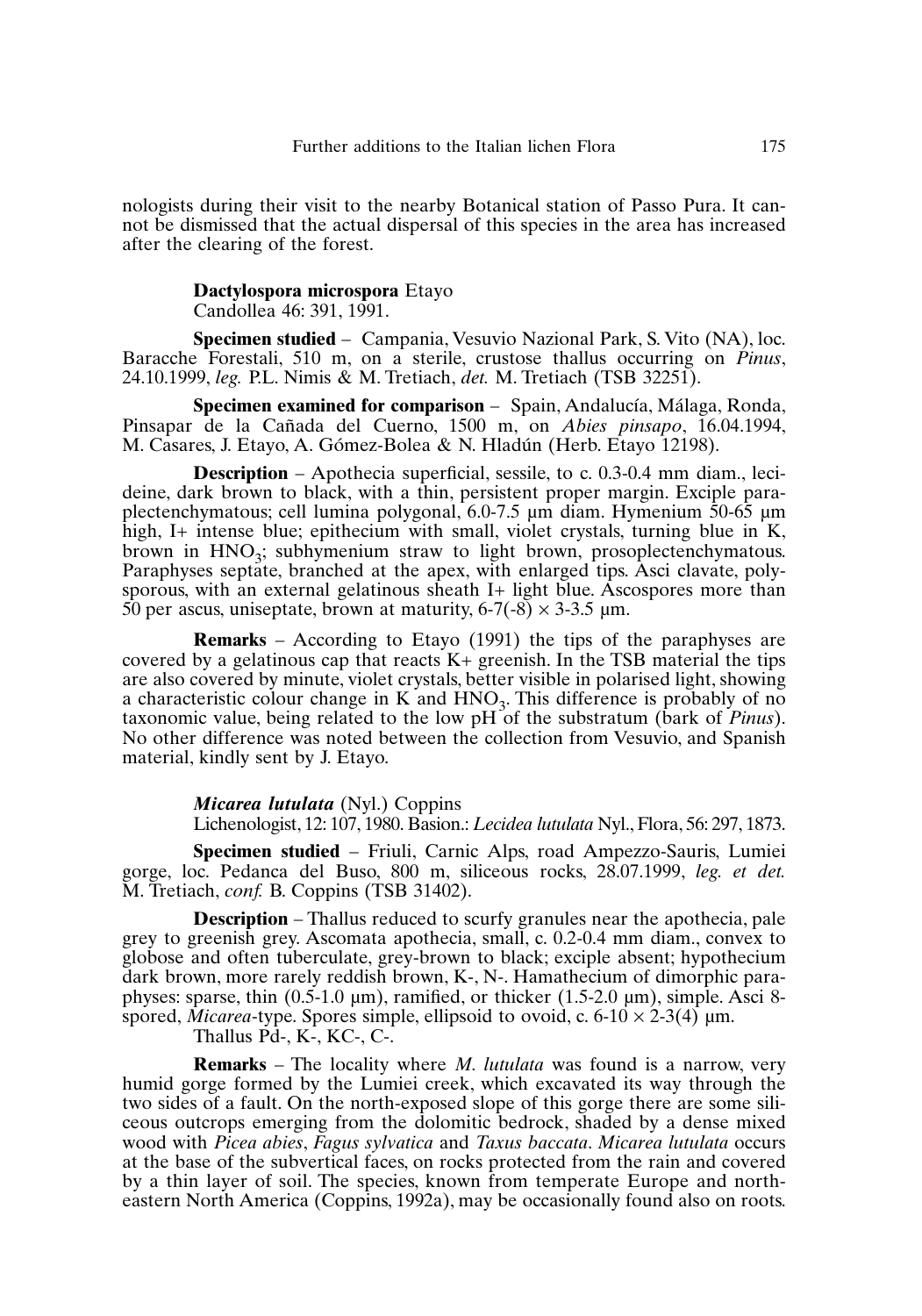nologists during their visit to the nearby Botanical station of Passo Pura. It cannot be dismissed that the actual dispersal of this species in the area has increased after the clearing of the forest.

**Dactylospora microspora** Etayo
Candollea 46: 391, 1991.

**Specimen studied** – Campania, Vesuvio Nazional Park, S. Vito (NA), loc. Baracche Forestali, 510 m, on a sterile, crustose thallus occurring on *Pinus*, 24.10.1999, *leg.* P.L. Nimis & M. Tretiach, *det.* M. Tretiach (TSB 32251).

**Specimen examined for comparison** – Spain, Andalucía, Málaga, Ronda, Pinsapar de la Cañada del Cuerno, 1500 m, on *Abies pinsapo*, 16.04.1994, M. Casares, J. Etayo, A. Gómez-Bolea & N. Hladún (Herb. Etayo 12198).

**Description** – Apothecia superficial, sessile, to c. 0.3-0.4 mm diam., lecideine, dark brown to black, with a thin, persistent proper margin. Exciple paraplectenchymatous; cell lumina polygonal, 6.0-7.5 µm diam. Hymenium 50-65 µm high, I+ intense blue; epithecium with small, violet crystals, turning blue in K, brown in $HNO_3$; subhymenium straw to light brown, prosoplectenchymatous. Paraphyses septate, branched at the apex, with enlarged tips. Asci clavate, polysporous, with an external gelatinous sheath I+ light blue. Ascospores more than 50 per ascus, uniseptate, brown at maturity, 6-7(-8) × 3-3.5 µm.

**Remarks** – According to Etayo (1991) the tips of the paraphyses are covered by a gelatinous cap that reacts K+ greenish. In the TSB material the tips are also covered by minute, violet crystals, better visible in polarised light, showing a characteristic colour change in K and $HNO_3$. This difference is probably of no taxonomic value, being related to the low pH of the substratum (bark of *Pinus*). No other difference was noted between the collection from Vesuvio, and Spanish material, kindly sent by J. Etayo.

***Micarea lutulata*** (Nyl.) Coppins
Lichenologist, 12: 107, 1980. Basion.: *Lecidea lutulata* Nyl., Flora, 56: 297, 1873.

**Specimen studied** – Friuli, Carnic Alps, road Ampezzo-Sauris, Lumiei gorge, loc. Pedanca del Buso, 800 m, siliceous rocks, 28.07.1999, *leg. et det.* M. Tretiach, *conf.* B. Coppins (TSB 31402).

**Description** – Thallus reduced to scurfy granules near the apothecia, pale grey to greenish grey. Ascomata apothecia, small, c. 0.2-0.4 mm diam., convex to globose and often tuberculate, grey-brown to black; exciple absent; hypothecium dark brown, more rarely reddish brown, K-, N-. Hamathecium of dimorphic paraphyses: sparse, thin (0.5-1.0 µm), ramified, or thicker (1.5-2.0 µm), simple. Asci 8-spored, *Micarea*-type. Spores simple, ellipsoid to ovoid, c. 6-10 × 2-3(4) µm.
Thallus Pd-, K-, KC-, C-.

**Remarks** – The locality where *M. lutulata* was found is a narrow, very humid gorge formed by the Lumiei creek, which excavated its way through the two sides of a fault. On the north-exposed slope of this gorge there are some siliceous outcrops emerging from the dolomitic bedrock, shaded by a dense mixed wood with *Picea abies*, *Fagus sylvatica* and *Taxus baccata*. *Micarea lutulata* occurs at the base of the subvertical faces, on rocks protected from the rain and covered by a thin layer of soil. The species, known from temperate Europe and north-eastern North America (Coppins, 1992a), may be occasionally found also on roots.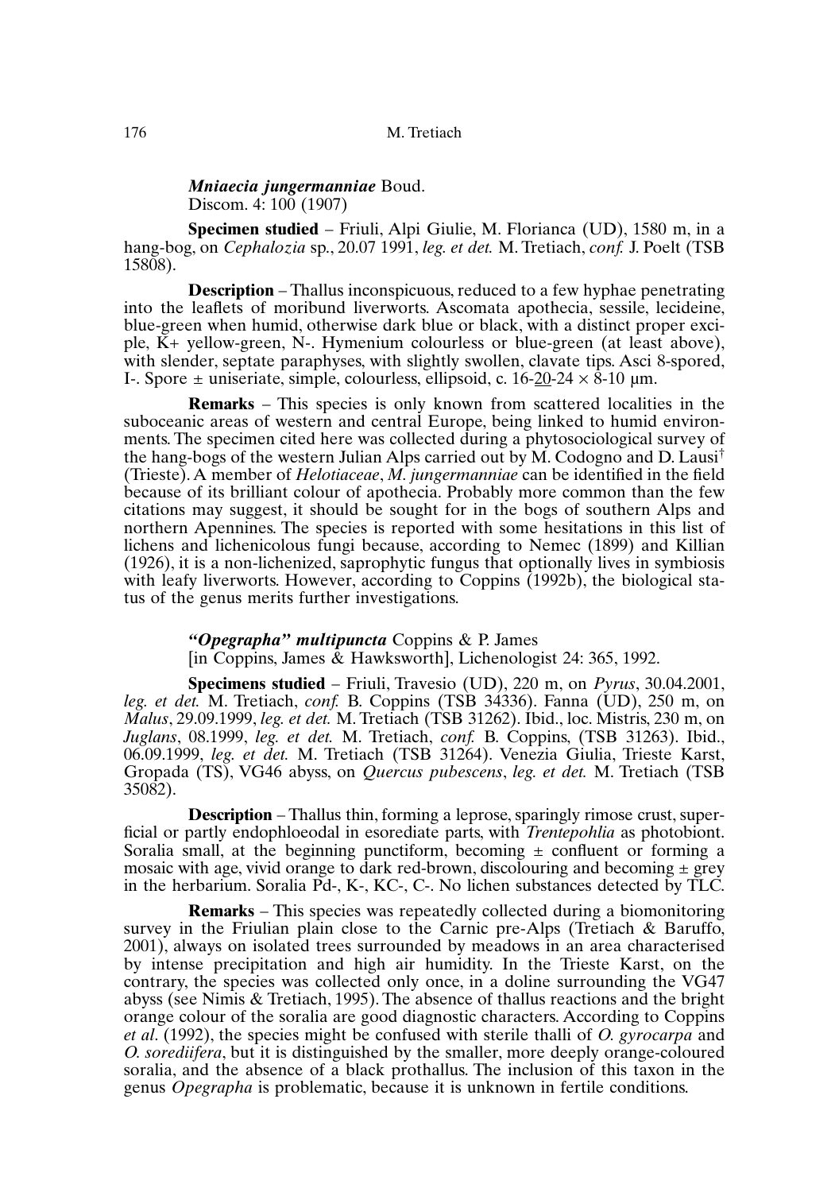***Mniaecia jungermanniae*** Boud.
Discom. 4: 100 (1907)

**Specimen studied** – Friuli, Alpi Giulie, M. Florianca (UD), 1580 m, in a hang-bog, on *Cephalozia* sp., 20.07 1991, *leg. et det.* M. Tretiach, *conf.* J. Poelt (TSB 15808).

**Description** – Thallus inconspicuous, reduced to a few hyphae penetrating into the leaflets of moribund liverworts. Ascomata apothecia, sessile, lecideine, blue-green when humid, otherwise dark blue or black, with a distinct proper exciple, K+ yellow-green, N-. Hymenium colourless or blue-green (at least above), with slender, septate paraphyses, with slightly swollen, clavate tips. Asci 8-spored, I-. Spore ± uniseriate, simple, colourless, ellipsoid, c. 16-20-24 × 8-10 µm.

**Remarks** – This species is only known from scattered localities in the suboceanic areas of western and central Europe, being linked to humid environments. The specimen cited here was collected during a phytosociological survey of the hang-bogs of the western Julian Alps carried out by M. Codogno and D. Lausi† (Trieste). A member of *Helotiaceae*, *M. jungermanniae* can be identified in the field because of its brilliant colour of apothecia. Probably more common than the few citations may suggest, it should be sought for in the bogs of southern Alps and northern Apennines. The species is reported with some hesitations in this list of lichens and lichenicolous fungi because, according to Nemec (1899) and Killian (1926), it is a non-lichenized, saprophytic fungus that optionally lives in symbiosis with leafy liverworts. However, according to Coppins (1992b), the biological status of the genus merits further investigations.

***"Opegrapha" multipuncta*** Coppins & P. James
[in Coppins, James & Hawksworth], Lichenologist 24: 365, 1992.

**Specimens studied** – Friuli, Travesio (UD), 220 m, on *Pyrus*, 30.04.2001, *leg. et det.* M. Tretiach, *conf.* B. Coppins (TSB 34336). Fanna (UD), 250 m, on *Malus*, 29.09.1999, *leg. et det.* M. Tretiach (TSB 31262). Ibid., loc. Mistris, 230 m, on *Juglans*, 08.1999, *leg. et det.* M. Tretiach, *conf.* B. Coppins, (TSB 31263). Ibid., 06.09.1999, *leg. et det.* M. Tretiach (TSB 31264). Venezia Giulia, Trieste Karst, Gropada (TS), VG46 abyss, on *Quercus pubescens*, *leg. et det.* M. Tretiach (TSB 35082).

**Description** – Thallus thin, forming a leprose, sparingly rimose crust, superficial or partly endophloeodal in esorediate parts, with *Trentepohlia* as photobiont. Soralia small, at the beginning punctiform, becoming ± confluent or forming a mosaic with age, vivid orange to dark red-brown, discolouring and becoming ± grey in the herbarium. Soralia Pd-, K-, KC-, C-. No lichen substances detected by TLC.

**Remarks** – This species was repeatedly collected during a biomonitoring survey in the Friulian plain close to the Carnic pre-Alps (Tretiach & Baruffo, 2001), always on isolated trees surrounded by meadows in an area characterised by intense precipitation and high air humidity. In the Trieste Karst, on the contrary, the species was collected only once, in a doline surrounding the VG47 abyss (see Nimis & Tretiach, 1995). The absence of thallus reactions and the bright orange colour of the soralia are good diagnostic characters. According to Coppins *et al.* (1992), the species might be confused with sterile thalli of *O. gyrocarpa* and *O. sorediifera*, but it is distinguished by the smaller, more deeply orange-coloured soralia, and the absence of a black prothallus. The inclusion of this taxon in the genus *Opegrapha* is problematic, because it is unknown in fertile conditions.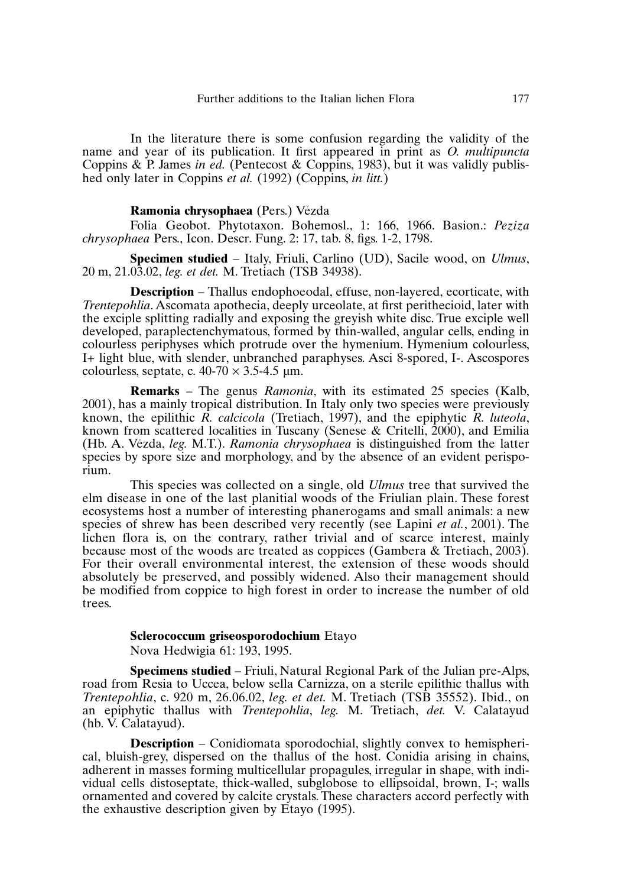In the literature there is some confusion regarding the validity of the name and year of its publication. It first appeared in print as *O. multipuncta* Coppins & P. James *in ed.* (Pentecost & Coppins, 1983), but it was validly published only later in Coppins *et al.* (1992) (Coppins, *in litt.*)

**Ramonia chrysophaea** (Pers.) Vězda

Folia Geobot. Phytotaxon. Bohemosl., 1: 166, 1966. Basion.: *Peziza chrysophaea* Pers., Icon. Descr. Fung. 2: 17, tab. 8, figs. 1-2, 1798.

**Specimen studied** – Italy, Friuli, Carlino (UD), Sacile wood, on *Ulmus*, 20 m, 21.03.02, *leg. et det.* M. Tretiach (TSB 34938).

**Description** – Thallus endophoeodal, effuse, non-layered, ecorticate, with *Trentepohlia*. Ascomata apothecia, deeply urceolate, at first perithecioid, later with the exciple splitting radially and exposing the greyish white disc. True exciple well developed, paraplectenchymatous, formed by thin-walled, angular cells, ending in colourless periphyses which protrude over the hymenium. Hymenium colourless, I+ light blue, with slender, unbranched paraphyses. Asci 8-spored, I-. Ascospores colourless, septate, c. 40-70 × 3.5-4.5 µm.

**Remarks** – The genus *Ramonia*, with its estimated 25 species (Kalb, 2001), has a mainly tropical distribution. In Italy only two species were previously known, the epilithic *R. calcicola* (Tretiach, 1997), and the epiphytic *R. luteola*, known from scattered localities in Tuscany (Senese & Critelli, 2000), and Emilia (Hb. A. Vězda, *leg.* M.T.). *Ramonia chrysophaea* is distinguished from the latter species by spore size and morphology, and by the absence of an evident perisporium.

This species was collected on a single, old *Ulmus* tree that survived the elm disease in one of the last planitial woods of the Friulian plain. These forest ecosystems host a number of interesting phanerogams and small animals: a new species of shrew has been described very recently (see Lapini *et al.*, 2001). The lichen flora is, on the contrary, rather trivial and of scarce interest, mainly because most of the woods are treated as coppices (Gambera & Tretiach, 2003). For their overall environmental interest, the extension of these woods should absolutely be preserved, and possibly widened. Also their management should be modified from coppice to high forest in order to increase the number of old trees.

**Sclerococcum griseosporodochium** Etayo

Nova Hedwigia 61: 193, 1995.

**Specimens studied** – Friuli, Natural Regional Park of the Julian pre-Alps, road from Resia to Uccea, below sella Carnizza, on a sterile epilithic thallus with *Trentepohlia*, c. 920 m, 26.06.02, *leg. et det.* M. Tretiach (TSB 35552). Ibid., on an epiphytic thallus with *Trentepohlia*, *leg.* M. Tretiach, *det.* V. Calatayud (hb. V. Calatayud).

**Description** – Conidiomata sporodochial, slightly convex to hemispherical, bluish-grey, dispersed on the thallus of the host. Conidia arising in chains, adherent in masses forming multicellular propagules, irregular in shape, with individual cells distoseptate, thick-walled, subglobose to ellipsoidal, brown, I-; walls ornamented and covered by calcite crystals. These characters accord perfectly with the exhaustive description given by Etayo (1995).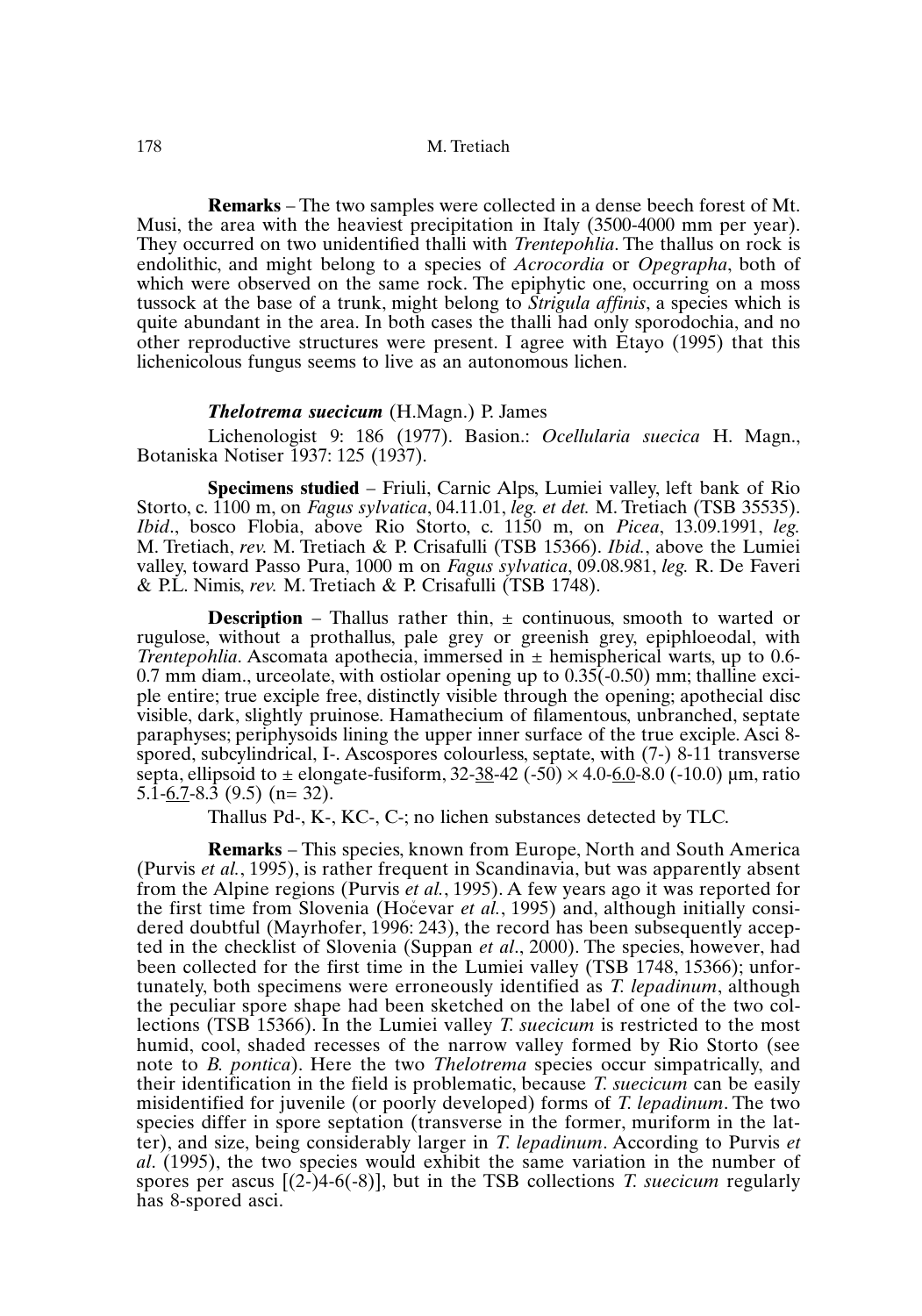**Remarks** – The two samples were collected in a dense beech forest of Mt. Musi, the area with the heaviest precipitation in Italy (3500-4000 mm per year). They occurred on two unidentified thalli with *Trentepohlia*. The thallus on rock is endolithic, and might belong to a species of *Acrocordia* or *Opegrapha*, both of which were observed on the same rock. The epiphytic one, occurring on a moss tussock at the base of a trunk, might belong to *Strigula affinis*, a species which is quite abundant in the area. In both cases the thalli had only sporodochia, and no other reproductive structures were present. I agree with Etayo (1995) that this lichenicolous fungus seems to live as an autonomous lichen.

### *Thelotrema suecicum* (H.Magn.) P. James

Lichenologist 9: 186 (1977). Basion.: *Ocellularia suecica* H. Magn., Botaniska Notiser 1937: 125 (1937).

**Specimens studied** – Friuli, Carnic Alps, Lumiei valley, left bank of Rio Storto, c. 1100 m, on *Fagus sylvatica*, 04.11.01, *leg. et det.* M. Tretiach (TSB 35535). *Ibid*., bosco Flobia, above Rio Storto, c. 1150 m, on *Picea*, 13.09.1991, *leg.* M. Tretiach, *rev.* M. Tretiach & P. Crisafulli (TSB 15366). *Ibid.*, above the Lumiei valley, toward Passo Pura, 1000 m on *Fagus sylvatica*, 09.08.981, *leg.* R. De Faveri & P.L. Nimis, *rev.* M. Tretiach & P. Crisafulli (TSB 1748).

**Description** – Thallus rather thin, ± continuous, smooth to warted or rugulose, without a prothallus, pale grey or greenish grey, epiphloeodal, with *Trentepohlia*. Ascomata apothecia, immersed in ± hemispherical warts, up to 0.6-0.7 mm diam., urceolate, with ostiolar opening up to 0.35(-0.50) mm; thalline exciple entire; true exciple free, distinctly visible through the opening; apothecial disc visible, dark, slightly pruinose. Hamathecium of filamentous, unbranched, septate paraphyses; periphysoids lining the upper inner surface of the true exciple. Asci 8-spored, subcylindrical, I-. Ascospores colourless, septate, with (7-) 8-11 transverse septa, ellipsoid to ± elongate-fusiform, 32-<u>38</u>-42 (-50) × 4.0-<u>6.0</u>-8.0 (-10.0) µm, ratio 5.1-<u>6.7</u>-8.3 (9.5) (n= 32).

Thallus Pd-, K-, KC-, C-; no lichen substances detected by TLC.

**Remarks** – This species, known from Europe, North and South America (Purvis *et al.*, 1995), is rather frequent in Scandinavia, but was apparently absent from the Alpine regions (Purvis *et al.*, 1995). A few years ago it was reported for the first time from Slovenia (Hočevar *et al.*, 1995) and, although initially considered doubtful (Mayrhofer, 1996: 243), the record has been subsequently accepted in the checklist of Slovenia (Suppan *et al*., 2000). The species, however, had been collected for the first time in the Lumiei valley (TSB 1748, 15366); unfortunately, both specimens were erroneously identified as *T. lepadinum*, although the peculiar spore shape had been sketched on the label of one of the two collections (TSB 15366). In the Lumiei valley *T. suecicum* is restricted to the most humid, cool, shaded recesses of the narrow valley formed by Rio Storto (see note to *B. pontica*). Here the two *Thelotrema* species occur simpatrically, and their identification in the field is problematic, because *T. suecicum* can be easily misidentified for juvenile (or poorly developed) forms of *T. lepadinum*. The two species differ in spore septation (transverse in the former, muriform in the latter), and size, being considerably larger in *T. lepadinum*. According to Purvis *et al*. (1995), the two species would exhibit the same variation in the number of spores per ascus [(2-)4-6(-8)], but in the TSB collections *T. suecicum* regularly has 8-spored asci.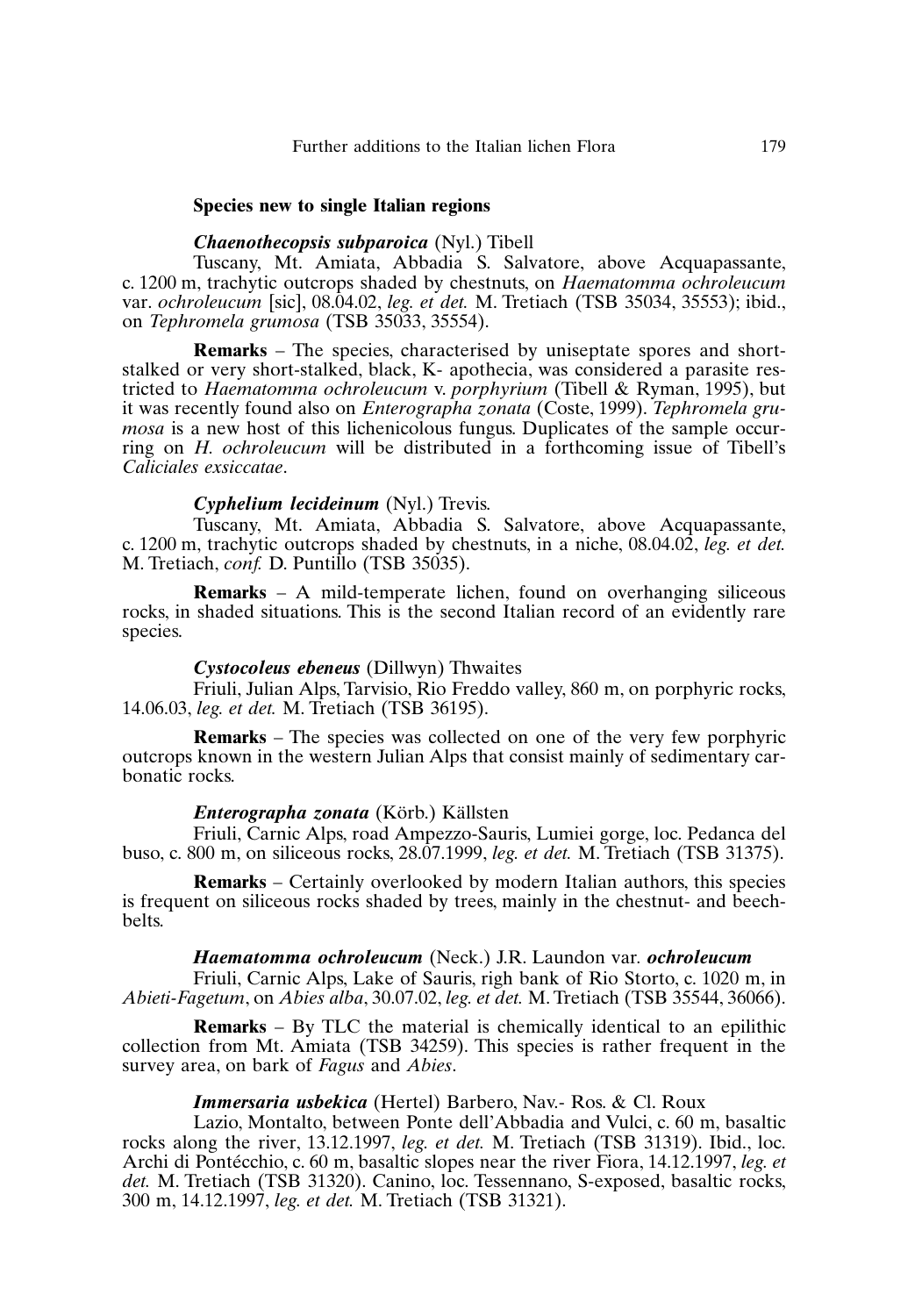### Species new to single Italian regions

***Chaenothecopsis subparoica*** **(Nyl.) Tibell**

Tuscany, Mt. Amiata, Abbadia S. Salvatore, above Acquapassante, c. 1200 m, trachytic outcrops shaded by chestnuts, on *Haematomma ochroleucum* var. *ochroleucum* [sic], 08.04.02, *leg. et det.* M. Tretiach (TSB 35034, 35553); ibid., on *Tephromela grumosa* (TSB 35033, 35554).

**Remarks** – The species, characterised by uniseptate spores and short-stalked or very short-stalked, black, K- apothecia, was considered a parasite restricted to *Haematomma ochroleucum* v. *porphyrium* (Tibell & Ryman, 1995), but it was recently found also on *Enterographa zonata* (Coste, 1999). *Tephromela grumosa* is a new host of this lichenicolous fungus. Duplicates of the sample occurring on *H. ochroleucum* will be distributed in a forthcoming issue of Tibell's *Caliciales exsiccatae*.

***Cyphelium lecideinum*** **(Nyl.) Trevis.**

Tuscany, Mt. Amiata, Abbadia S. Salvatore, above Acquapassante, c. 1200 m, trachytic outcrops shaded by chestnuts, in a niche, 08.04.02, *leg. et det.* M. Tretiach, *conf.* D. Puntillo (TSB 35035).

**Remarks** – A mild-temperate lichen, found on overhanging siliceous rocks, in shaded situations. This is the second Italian record of an evidently rare species.

***Cystocoleus ebeneus*** **(Dillwyn) Thwaites**

Friuli, Julian Alps, Tarvisio, Rio Freddo valley, 860 m, on porphyric rocks, 14.06.03, *leg. et det.* M. Tretiach (TSB 36195).

**Remarks** – The species was collected on one of the very few porphyric outcrops known in the western Julian Alps that consist mainly of sedimentary carbonatic rocks.

***Enterographa zonata*** **(Körb.) Källsten**

Friuli, Carnic Alps, road Ampezzo-Sauris, Lumiei gorge, loc. Pedanca del buso, c. 800 m, on siliceous rocks, 28.07.1999, *leg. et det.* M. Tretiach (TSB 31375).

**Remarks** – Certainly overlooked by modern Italian authors, this species is frequent on siliceous rocks shaded by trees, mainly in the chestnut- and beech-belts.

***Haematomma ochroleucum*** **(Neck.) J.R. Laundon var. *ochroleucum***

Friuli, Carnic Alps, Lake of Sauris, righ bank of Rio Storto, c. 1020 m, in *Abieti-Fagetum*, on *Abies alba*, 30.07.02, *leg. et det.* M. Tretiach (TSB 35544, 36066).

**Remarks** – By TLC the material is chemically identical to an epilithic collection from Mt. Amiata (TSB 34259). This species is rather frequent in the survey area, on bark of *Fagus* and *Abies*.

***Immersaria usbekica*** **(Hertel) Barbero, Nav.- Ros. & Cl. Roux**

Lazio, Montalto, between Ponte dell'Abbadia and Vulci, c. 60 m, basaltic rocks along the river, 13.12.1997, *leg. et det.* M. Tretiach (TSB 31319). Ibid., loc. Archi di Pontécchio, c. 60 m, basaltic slopes near the river Fiora, 14.12.1997, *leg. et det.* M. Tretiach (TSB 31320). Canino, loc. Tessennano, S-exposed, basaltic rocks, 300 m, 14.12.1997, *leg. et det.* M. Tretiach (TSB 31321).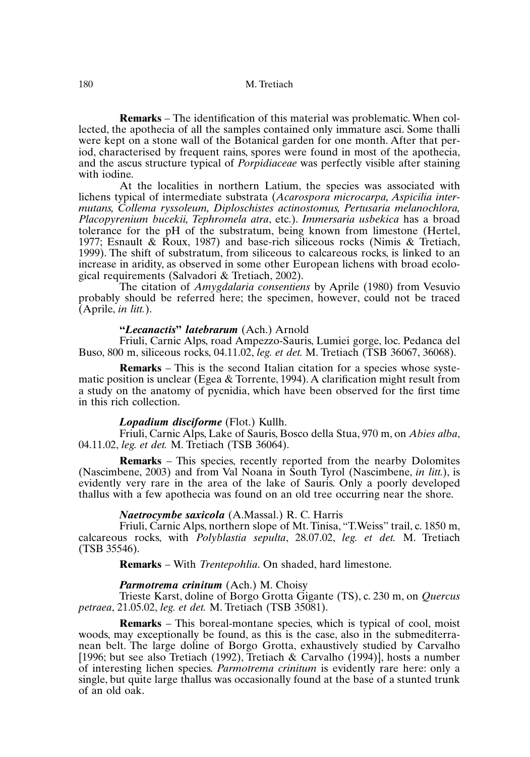**Remarks** – The identification of this material was problematic. When collected, the apothecia of all the samples contained only immature asci. Some thalli were kept on a stone wall of the Botanical garden for one month. After that period, characterised by frequent rains, spores were found in most of the apothecia, and the ascus structure typical of *Porpidiaceae* was perfectly visible after staining with iodine.

At the localities in northern Latium, the species was associated with lichens typical of intermediate substrata (*Acarospora microcarpa, Aspicilia intermutans, Collema ryssoleum, Diploschistes actinostomus, Pertusaria melanochlora, Placopyrenium bucekii, Tephromela atra*, etc.). *Immersaria usbekica* has a broad tolerance for the pH of the substratum, being known from limestone (Hertel, 1977; Esnault & Roux, 1987) and base-rich siliceous rocks (Nimis & Tretiach, 1999). The shift of substratum, from siliceous to calcareous rocks, is linked to an increase in aridity, as observed in some other European lichens with broad ecological requirements (Salvadori & Tretiach, 2002).

The citation of *Amygdalaria consentiens* by Aprile (1980) from Vesuvio probably should be referred here; the specimen, however, could not be traced (Aprile, *in litt.*).

**"*Lecanactis*" *latebrarum*** (Ach.) Arnold

Friuli, Carnic Alps, road Ampezzo-Sauris, Lumiei gorge, loc. Pedanca del Buso, 800 m, siliceous rocks, 04.11.02, *leg. et det.* M. Tretiach (TSB 36067, 36068).

**Remarks** – This is the second Italian citation for a species whose systematic position is unclear (Egea & Torrente, 1994). A clarification might result from a study on the anatomy of pycnidia, which have been observed for the first time in this rich collection.

***Lopadium disciforme*** (Flot.) Kullh.

Friuli, Carnic Alps, Lake of Sauris, Bosco della Stua, 970 m, on *Abies alba*, 04.11.02, *leg. et det.* M. Tretiach (TSB 36064).

**Remarks** – This species, recently reported from the nearby Dolomites (Nascimbene, 2003) and from Val Noana in South Tyrol (Nascimbene, *in litt.*), is evidently very rare in the area of the lake of Sauris. Only a poorly developed thallus with a few apothecia was found on an old tree occurring near the shore.

***Naetrocymbe saxicola*** (A.Massal.) R. C. Harris

Friuli, Carnic Alps, northern slope of Mt. Tinisa, "T.Weiss" trail, c. 1850 m, calcareous rocks, with *Polyblastia sepulta*, 28.07.02, *leg. et det.* M. Tretiach (TSB 35546).

**Remarks** – With *Trentepohlia*. On shaded, hard limestone.

***Parmotrema crinitum*** (Ach.) M. Choisy

Trieste Karst, doline of Borgo Grotta Gigante (TS), c. 230 m, on *Quercus petraea*, 21.05.02, *leg. et det.* M. Tretiach (TSB 35081).

**Remarks** – This boreal-montane species, which is typical of cool, moist woods, may exceptionally be found, as this is the case, also in the submediterranean belt. The large doline of Borgo Grotta, exhaustively studied by Carvalho [1996; but see also Tretiach (1992), Tretiach & Carvalho (1994)], hosts a number of interesting lichen species. *Parmotrema crinitum* is evidently rare here: only a single, but quite large thallus was occasionally found at the base of a stunted trunk of an old oak.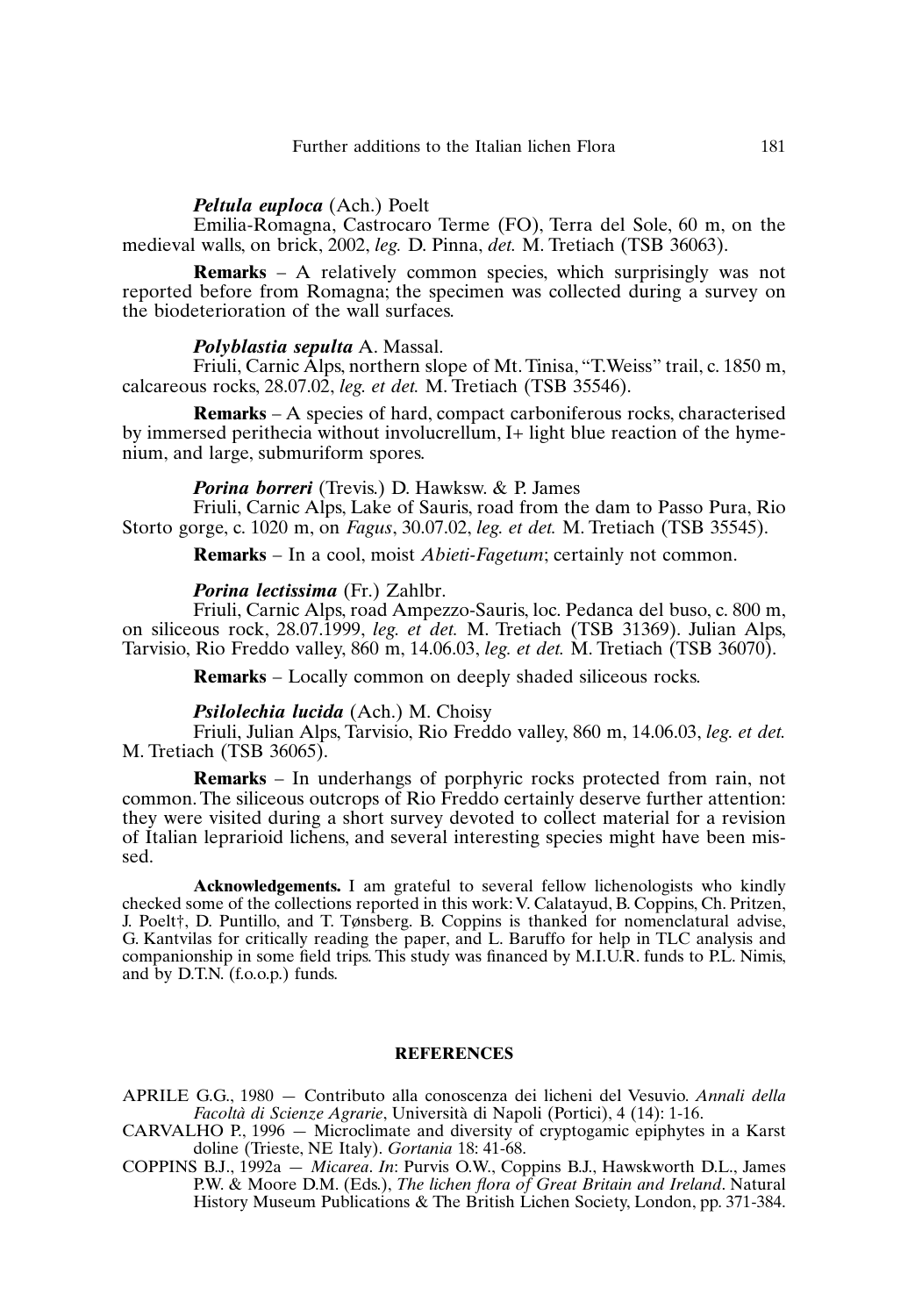***Peltula euploca*** (Ach.) Poelt

Emilia-Romagna, Castrocaro Terme (FO), Terra del Sole, 60 m, on the medieval walls, on brick, 2002, *leg.* D. Pinna, *det.* M. Tretiach (TSB 36063).

**Remarks** – A relatively common species, which surprisingly was not reported before from Romagna; the specimen was collected during a survey on the biodeterioration of the wall surfaces.

***Polyblastia sepulta*** A. Massal.

Friuli, Carnic Alps, northern slope of Mt. Tinisa, "T.Weiss" trail, c. 1850 m, calcareous rocks, 28.07.02, *leg. et det.* M. Tretiach (TSB 35546).

**Remarks** – A species of hard, compact carboniferous rocks, characterised by immersed perithecia without involucrellum, I+ light blue reaction of the hymenium, and large, submuriform spores.

***Porina borreri*** (Trevis.) D. Hawksw. & P. James

Friuli, Carnic Alps, Lake of Sauris, road from the dam to Passo Pura, Rio Storto gorge, c. 1020 m, on *Fagus*, 30.07.02, *leg. et det.* M. Tretiach (TSB 35545).

**Remarks** – In a cool, moist *Abieti-Fagetum*; certainly not common.

***Porina lectissima*** (Fr.) Zahlbr.

Friuli, Carnic Alps, road Ampezzo-Sauris, loc. Pedanca del buso, c. 800 m, on siliceous rock, 28.07.1999, *leg. et det.* M. Tretiach (TSB 31369). Julian Alps, Tarvisio, Rio Freddo valley, 860 m, 14.06.03, *leg. et det.* M. Tretiach (TSB 36070).

**Remarks** – Locally common on deeply shaded siliceous rocks.

***Psilolechia lucida*** (Ach.) M. Choisy

Friuli, Julian Alps, Tarvisio, Rio Freddo valley, 860 m, 14.06.03, *leg. et det.* M. Tretiach (TSB 36065).

**Remarks** – In underhangs of porphyric rocks protected from rain, not common. The siliceous outcrops of Rio Freddo certainly deserve further attention: they were visited during a short survey devoted to collect material for a revision of Italian leprarioid lichens, and several interesting species might have been missed.

**Acknowledgements.** I am grateful to several fellow lichenologists who kindly checked some of the collections reported in this work: V. Calatayud, B. Coppins, Ch. Pritzen, J. Poelt†, D. Puntillo, and T. Tønsberg. B. Coppins is thanked for nomenclatural advise, G. Kantvilas for critically reading the paper, and L. Baruffo for help in TLC analysis and companionship in some field trips. This study was financed by M.I.U.R. funds to P.L. Nimis, and by D.T.N. (f.o.o.p.) funds.

## REFERENCES

APRILE G.G., 1980 — Contributo alla conoscenza dei licheni del Vesuvio. *Annali della Facoltà di Scienze Agrarie*, Università di Napoli (Portici), 4 (14): 1-16.

CARVALHO P., 1996 — Microclimate and diversity of cryptogamic epiphytes in a Karst doline (Trieste, NE Italy). *Gortania* 18: 41-68.

COPPINS B.J., 1992a — *Micarea*. *In*: Purvis O.W., Coppins B.J., Hawskworth D.L., James P.W. & Moore D.M. (Eds.), *The lichen flora of Great Britain and Ireland*. Natural History Museum Publications & The British Lichen Society, London, pp. 371-384.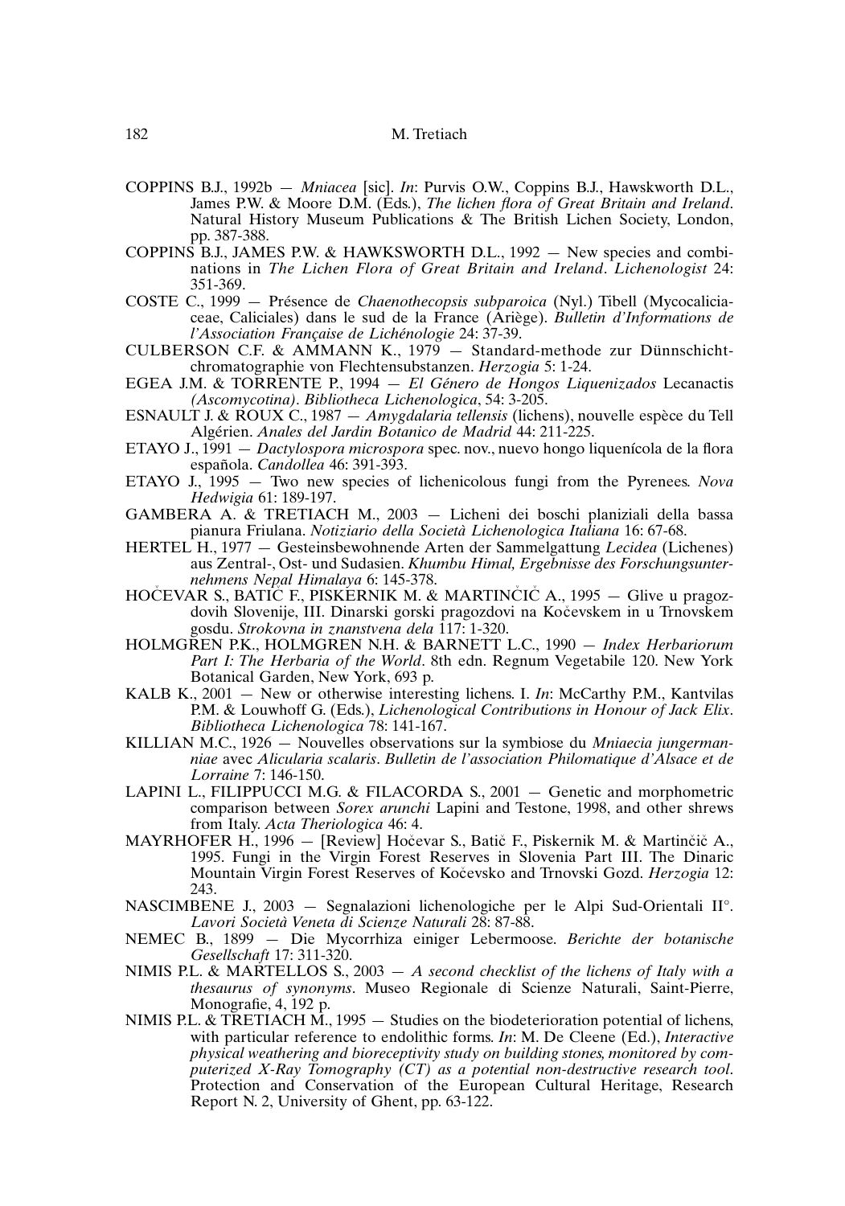COPPINS B.J., 1992b — *Mniacea* [sic]. *In*: Purvis O.W., Coppins B.J., Hawskworth D.L., James P.W. & Moore D.M. (Eds.), *The lichen flora of Great Britain and Ireland*. Natural History Museum Publications & The British Lichen Society, London, pp. 387-388.

COPPINS B.J., JAMES P.W. & HAWKSWORTH D.L., 1992 — New species and combinations in *The Lichen Flora of Great Britain and Ireland*. *Lichenologist* 24: 351-369.

COSTE C., 1999 — Présence de *Chaenothecopsis subparoica* (Nyl.) Tibell (Mycocaliciaceae, Caliciales) dans le sud de la France (Ariège). *Bulletin d'Informations de l'Association Française de Lichénologie* 24: 37-39.

CULBERSON C.F. & AMMANN K., 1979 — Standard-methode zur Dünnschichtchromatographie von Flechtensubstanzen. *Herzogia* 5: 1-24.

EGEA J.M. & TORRENTE P., 1994 — *El Género de Hongos Liquenizados* Lecanactis *(Ascomycotina)*. *Bibliotheca Lichenologica*, 54: 3-205.

ESNAULT J. & ROUX C., 1987 — *Amygdalaria tellensis* (lichens), nouvelle espèce du Tell Algérien. *Anales del Jardin Botanico de Madrid* 44: 211-225.

ETAYO J., 1991 — *Dactylospora microspora* spec. nov., nuevo hongo liquenícola de la flora española. *Candollea* 46: 391-393.

ETAYO J., 1995 — Two new species of lichenicolous fungi from the Pyrenees. *Nova Hedwigia* 61: 189-197.

GAMBERA A. & TRETIACH M., 2003 — Licheni dei boschi planiziali della bassa pianura Friulana. *Notiziario della Società Lichenologica Italiana* 16: 67-68.

HERTEL H., 1977 — Gesteinsbewohnende Arten der Sammelgattung *Lecidea* (Lichenes) aus Zentral-, Ost- und Sudasien. *Khumbu Himal, Ergebnisse des Forschungsunternehmens Nepal Himalaya* 6: 145-378.

HOČEVAR S., BATIČ F., PISKERNIK M. & MARTINČIČ A., 1995 — Glive u pragozdovih Slovenije, III. Dinarski gorski pragozdovi na Kočevskem in u Trnovskem gosdu. *Strokovna in znanstvena dela* 117: 1-320.

HOLMGREN P.K., HOLMGREN N.H. & BARNETT L.C., 1990 — *Index Herbariorum Part I: The Herbaria of the World*. 8th edn. Regnum Vegetabile 120. New York Botanical Garden, New York, 693 p.

KALB K., 2001 — New or otherwise interesting lichens. I. *In*: McCarthy P.M., Kantvilas P.M. & Louwhoff G. (Eds.), *Lichenological Contributions in Honour of Jack Elix*. *Bibliotheca Lichenologica* 78: 141-167.

KILLIAN M.C., 1926 — Nouvelles observations sur la symbiose du *Mniaecia jungermanniae* avec *Alicularia scalaris*. *Bulletin de l'association Philomatique d'Alsace et de Lorraine* 7: 146-150.

LAPINI L., FILIPPUCCI M.G. & FILACORDA S., 2001 — Genetic and morphometric comparison between *Sorex arunchi* Lapini and Testone, 1998, and other shrews from Italy. *Acta Theriologica* 46: 4.

MAYRHOFER H., 1996 — [Review] Hočevar S., Batič F., Piskernik M. & Martinčič A., 1995. Fungi in the Virgin Forest Reserves in Slovenia Part III. The Dinaric Mountain Virgin Forest Reserves of Kočevsko and Trnovski Gozd. *Herzogia* 12: 243.

NASCIMBENE J., 2003 — Segnalazioni lichenologiche per le Alpi Sud-Orientali II°. *Lavori Società Veneta di Scienze Naturali* 28: 87-88.

NEMEC B., 1899 — Die Mycorrhiza einiger Lebermoose. *Berichte der botanische Gesellschaft* 17: 311-320.

NIMIS P.L. & MARTELLOS S., 2003 — *A second checklist of the lichens of Italy with a thesaurus of synonyms*. Museo Regionale di Scienze Naturali, Saint-Pierre, Monografie, 4, 192 p.

NIMIS P.L. & TRETIACH M., 1995 — Studies on the biodeterioration potential of lichens, with particular reference to endolithic forms. *In*: M. De Cleene (Ed.), *Interactive physical weathering and bioreceptivity study on building stones, monitored by computerized X-Ray Tomography (CT) as a potential non-destructive research tool*. Protection and Conservation of the European Cultural Heritage, Research Report N. 2, University of Ghent, pp. 63-122.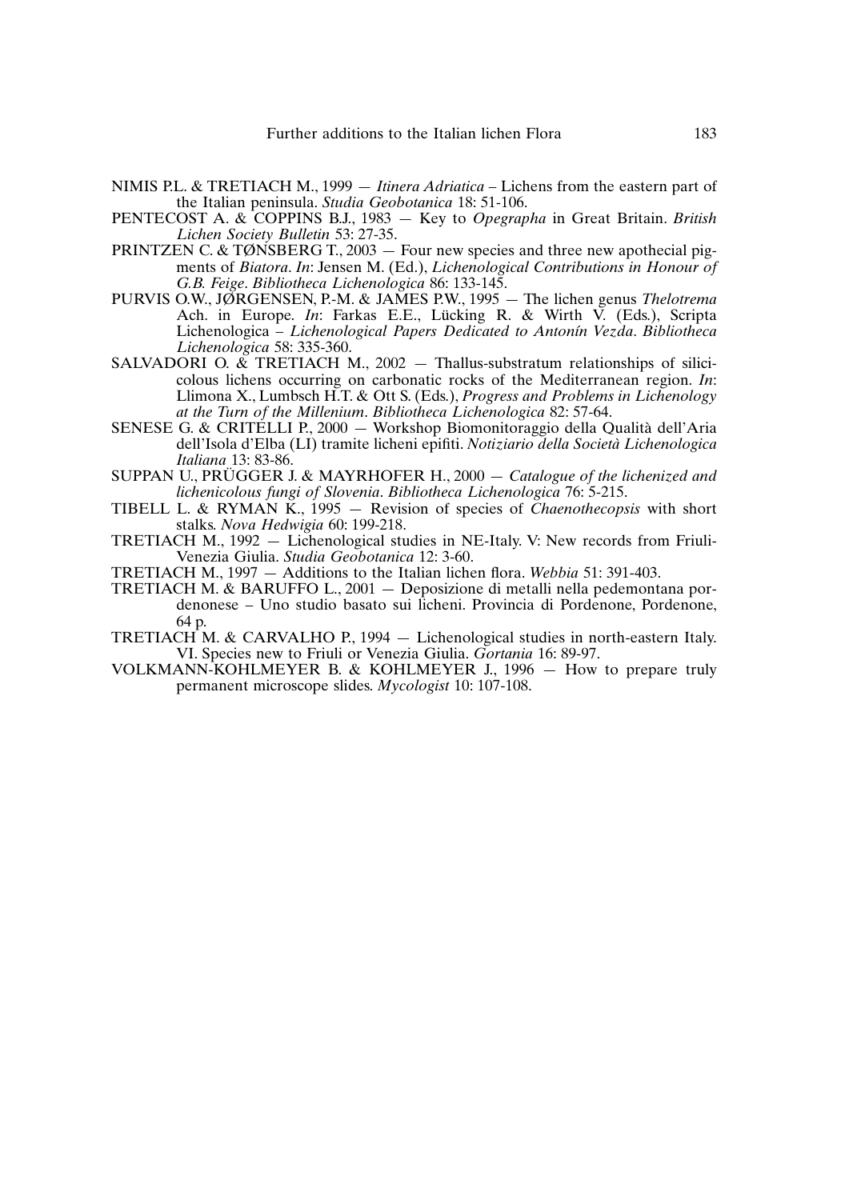NIMIS P.L. & TRETIACH M., 1999 — *Itinera Adriatica* – Lichens from the eastern part of the Italian peninsula. *Studia Geobotanica* 18: 51-106.

PENTECOST A. & COPPINS B.J., 1983 — Key to *Opegrapha* in Great Britain. *British Lichen Society Bulletin* 53: 27-35.

PRINTZEN C. & TØNSBERG T., 2003 — Four new species and three new apothecial pigments of *Biatora*. *In*: Jensen M. (Ed.), *Lichenological Contributions in Honour of G.B. Feige*. *Bibliotheca Lichenologica* 86: 133-145.

PURVIS O.W., JØRGENSEN, P.-M. & JAMES P.W., 1995 — The lichen genus *Thelotrema* Ach. in Europe. *In*: Farkas E.E., Lücking R. & Wirth V. (Eds.), Scripta Lichenologica – *Lichenological Papers Dedicated to Antonín Vezda*. *Bibliotheca Lichenologica* 58: 335-360.

SALVADORI O. & TRETIACH M., 2002 — Thallus-substratum relationships of silicicolous lichens occurring on carbonatic rocks of the Mediterranean region. *In*: Llimona X., Lumbsch H.T. & Ott S. (Eds.), *Progress and Problems in Lichenology at the Turn of the Millenium*. *Bibliotheca Lichenologica* 82: 57-64.

SENESE G. & CRITELLI P., 2000 — Workshop Biomonitoraggio della Qualità dell'Aria dell'Isola d'Elba (LI) tramite licheni epifiti. *Notiziario della Società Lichenologica Italiana* 13: 83-86.

SUPPAN U., PRÜGGER J. & MAYRHOFER H., 2000 — *Catalogue of the lichenized and lichenicolous fungi of Slovenia*. *Bibliotheca Lichenologica* 76: 5-215.

TIBELL L. & RYMAN K., 1995 — Revision of species of *Chaenothecopsis* with short stalks. *Nova Hedwigia* 60: 199-218.

TRETIACH M., 1992 — Lichenological studies in NE-Italy. V: New records from Friuli-Venezia Giulia. *Studia Geobotanica* 12: 3-60.

TRETIACH M., 1997 — Additions to the Italian lichen flora. *Webbia* 51: 391-403.

TRETIACH M. & BARUFFO L., 2001 — Deposizione di metalli nella pedemontana pordenonese – Uno studio basato sui licheni. Provincia di Pordenone, Pordenone, 64 p.

TRETIACH M. & CARVALHO P., 1994 — Lichenological studies in north-eastern Italy. VI. Species new to Friuli or Venezia Giulia. *Gortania* 16: 89-97.

VOLKMANN-KOHLMEYER B. & KOHLMEYER J., 1996 — How to prepare truly permanent microscope slides. *Mycologist* 10: 107-108.